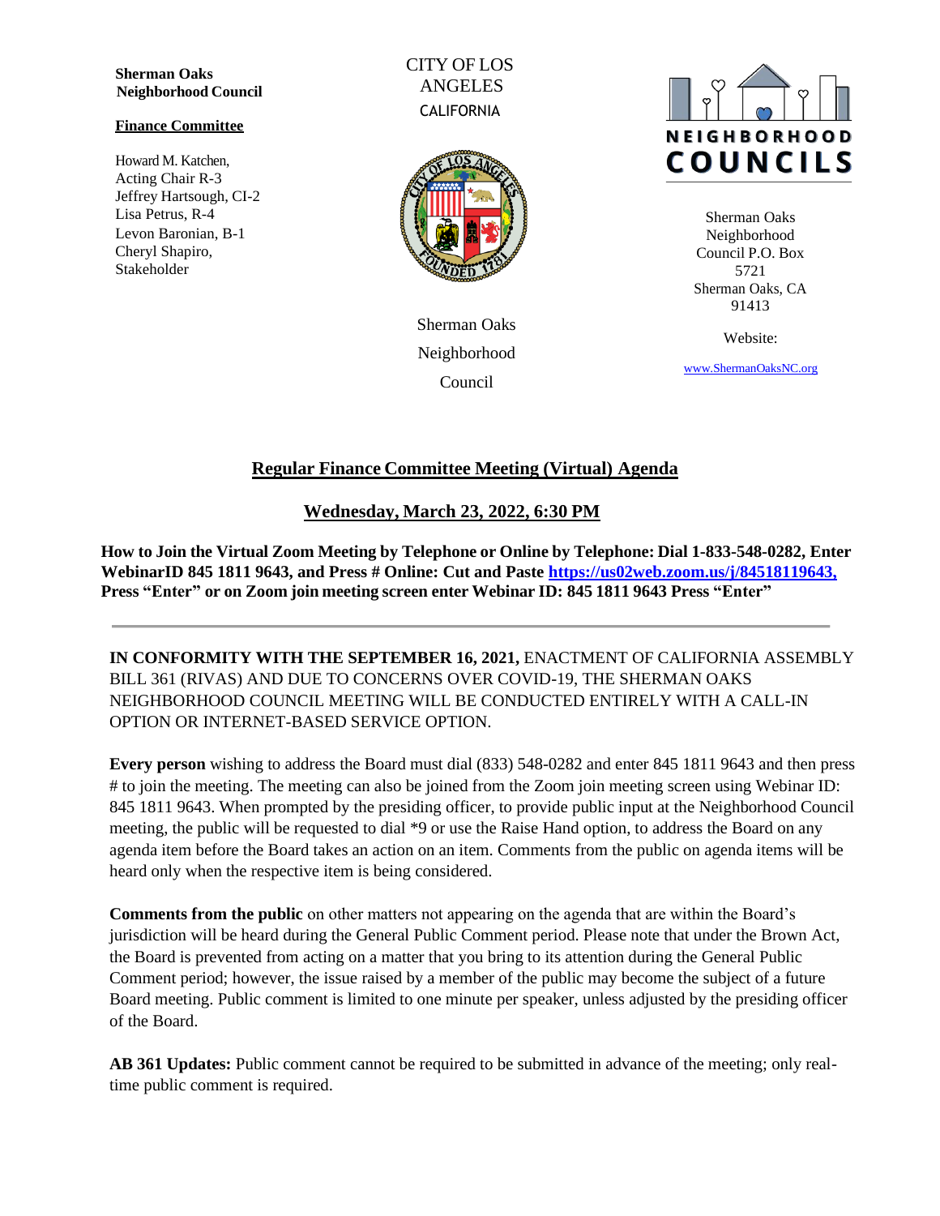**Sherman Oaks Neighborhood Council**

**Finance Committee**

Howard M. Katchen, Acting Chair R-3
Jeffrey Hartsough, CI-2
Lisa Petrus, R-4
Levon Baronian, B-1
Cheryl Shapiro, Stakeholder

CITY OF LOS ANGELES
CALIFORNIA

Sherman Oaks Neighborhood Council

NEIGHBORHOOD COUNCILS

Sherman Oaks Neighborhood Council P.O. Box 5721
Sherman Oaks, CA 91413

Website:

www.ShermanOaksNC.org

## Regular Finance Committee Meeting (Virtual) Agenda

## Wednesday, March 23, 2022, 6:30 PM

**How to Join the Virtual Zoom Meeting by Telephone or Online by Telephone: Dial 1-833-548-0282, Enter WebinarID 845 1811 9643, and Press # Online: Cut and Paste https://us02web.zoom.us/j/84518119643, Press "Enter" or on Zoom join meeting screen enter Webinar ID: 845 1811 9643 Press "Enter"**

---

**IN CONFORMITY WITH THE SEPTEMBER 16, 2021,** ENACTMENT OF CALIFORNIA ASSEMBLY BILL 361 (RIVAS) AND DUE TO CONCERNS OVER COVID-19, THE SHERMAN OAKS NEIGHBORHOOD COUNCIL MEETING WILL BE CONDUCTED ENTIRELY WITH A CALL-IN OPTION OR INTERNET-BASED SERVICE OPTION.

**Every person** wishing to address the Board must dial (833) 548-0282 and enter 845 1811 9643 and then press # to join the meeting. The meeting can also be joined from the Zoom join meeting screen using Webinar ID: 845 1811 9643. When prompted by the presiding officer, to provide public input at the Neighborhood Council meeting, the public will be requested to dial *9 or use the Raise Hand option, to address the Board on any agenda item before the Board takes an action on an item. Comments from the public on agenda items will be heard only when the respective item is being considered.

**Comments from the public** on other matters not appearing on the agenda that are within the Board's jurisdiction will be heard during the General Public Comment period. Please note that under the Brown Act, the Board is prevented from acting on a matter that you bring to its attention during the General Public Comment period; however, the issue raised by a member of the public may become the subject of a future Board meeting. Public comment is limited to one minute per speaker, unless adjusted by the presiding officer of the Board.

**AB 361 Updates:** Public comment cannot be required to be submitted in advance of the meeting; only real-time public comment is required.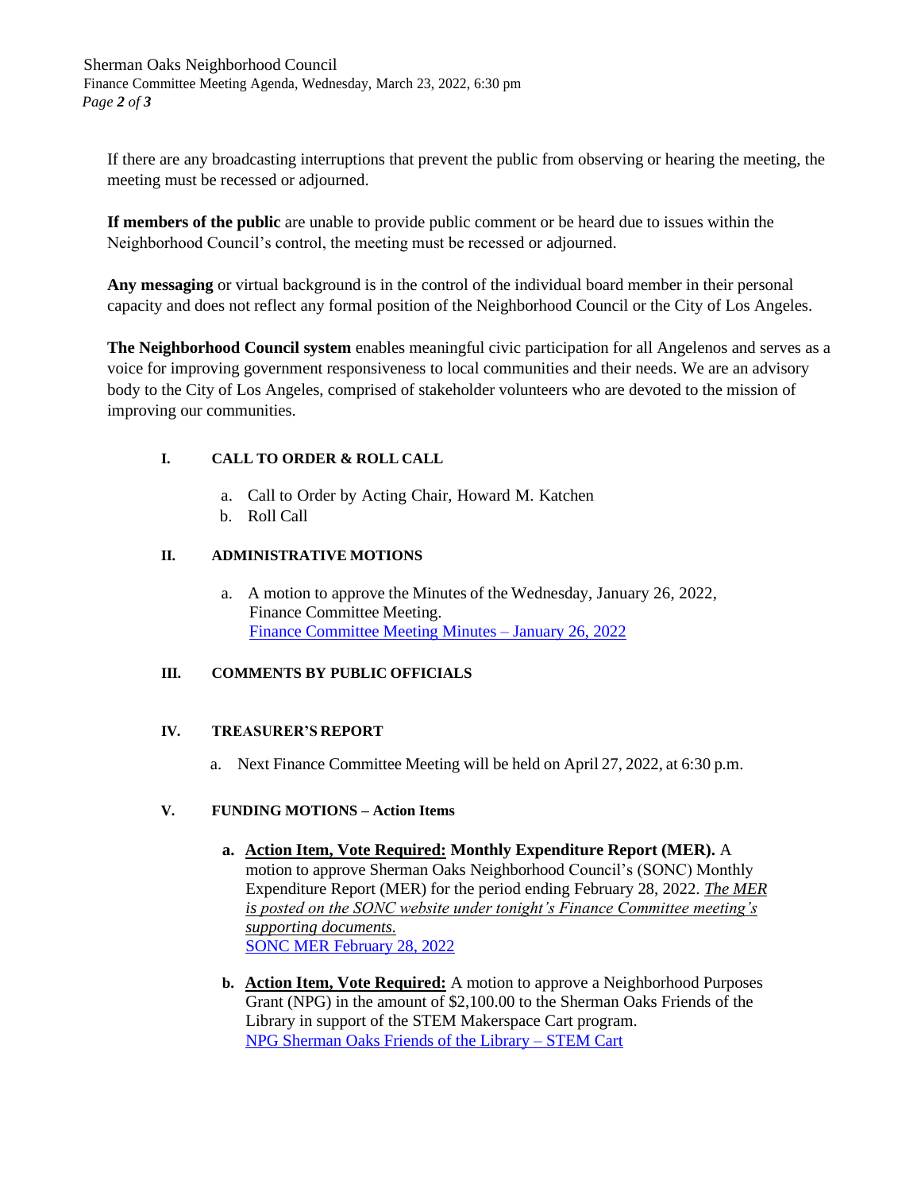If there are any broadcasting interruptions that prevent the public from observing or hearing the meeting, the meeting must be recessed or adjourned.

**If members of the public** are unable to provide public comment or be heard due to issues within the Neighborhood Council's control, the meeting must be recessed or adjourned.

**Any messaging** or virtual background is in the control of the individual board member in their personal capacity and does not reflect any formal position of the Neighborhood Council or the City of Los Angeles.

**The Neighborhood Council system** enables meaningful civic participation for all Angelenos and serves as a voice for improving government responsiveness to local communities and their needs. We are an advisory body to the City of Los Angeles, comprised of stakeholder volunteers who are devoted to the mission of improving our communities.

## I. CALL TO ORDER & ROLL CALL

a. Call to Order by Acting Chair, Howard M. Katchen
b. Roll Call

## II. ADMINISTRATIVE MOTIONS

a. A motion to approve the Minutes of the Wednesday, January 26, 2022, Finance Committee Meeting.
[Finance Committee Meeting Minutes – January 26, 2022]

## III. COMMENTS BY PUBLIC OFFICIALS

## IV. TREASURER'S REPORT

a. Next Finance Committee Meeting will be held on April 27, 2022, at 6:30 p.m.

## V. FUNDING MOTIONS – Action Items

**a. Action Item, Vote Required: Monthly Expenditure Report (MER).** A motion to approve Sherman Oaks Neighborhood Council's (SONC) Monthly Expenditure Report (MER) for the period ending February 28, 2022. *The MER is posted on the SONC website under tonight's Finance Committee meeting's supporting documents.*
[SONC MER February 28, 2022]

**b. Action Item, Vote Required:** A motion to approve a Neighborhood Purposes Grant (NPG) in the amount of $2,100.00 to the Sherman Oaks Friends of the Library in support of the STEM Makerspace Cart program.
[NPG Sherman Oaks Friends of the Library – STEM Cart]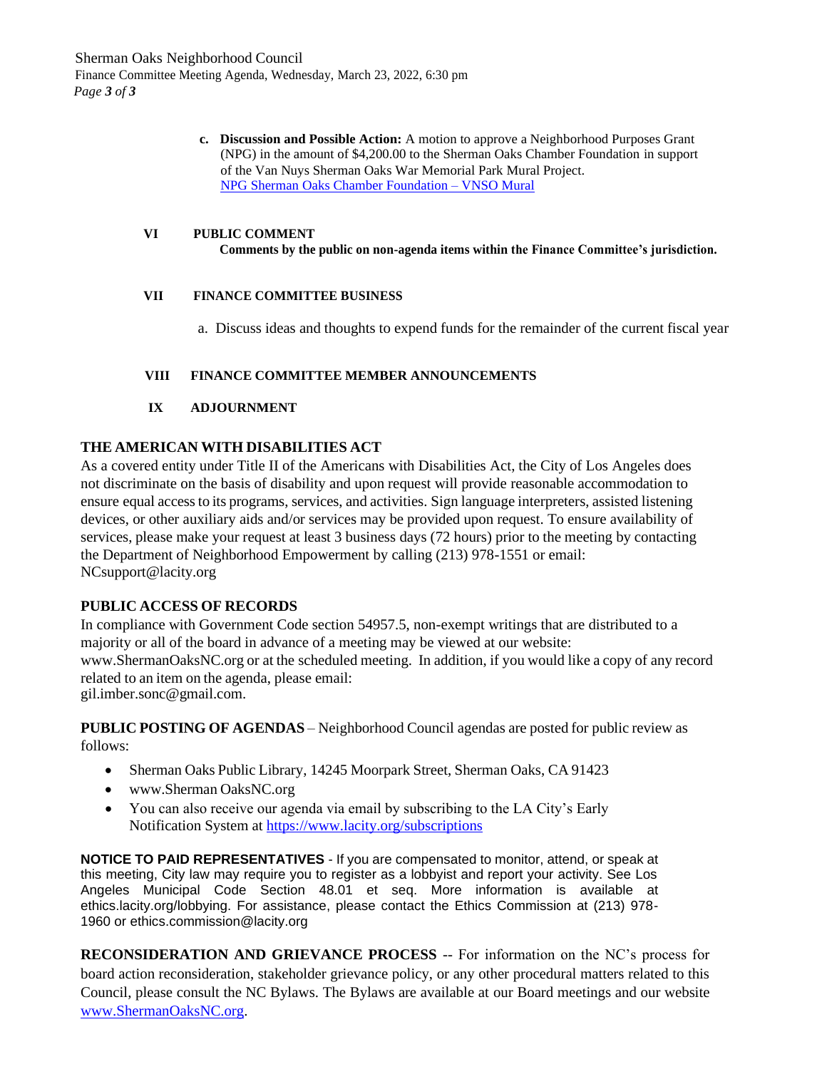c. **Discussion and Possible Action:** A motion to approve a Neighborhood Purposes Grant (NPG) in the amount of $4,200.00 to the Sherman Oaks Chamber Foundation in support of the Van Nuys Sherman Oaks War Memorial Park Mural Project.
[NPG Sherman Oaks Chamber Foundation – VNSO Mural]

**VI PUBLIC COMMENT**
**Comments by the public on non-agenda items within the Finance Committee's jurisdiction.**

**VII FINANCE COMMITTEE BUSINESS**

a. Discuss ideas and thoughts to expend funds for the remainder of the current fiscal year

**VIII FINANCE COMMITTEE MEMBER ANNOUNCEMENTS**

**IX ADJOURNMENT**

## THE AMERICAN WITH DISABILITIES ACT

As a covered entity under Title II of the Americans with Disabilities Act, the City of Los Angeles does not discriminate on the basis of disability and upon request will provide reasonable accommodation to ensure equal access to its programs, services, and activities. Sign language interpreters, assisted listening devices, or other auxiliary aids and/or services may be provided upon request. To ensure availability of services, please make your request at least 3 business days (72 hours) prior to the meeting by contacting the Department of Neighborhood Empowerment by calling (213) 978-1551 or email: NCsupport@lacity.org

## PUBLIC ACCESS OF RECORDS

In compliance with Government Code section 54957.5, non-exempt writings that are distributed to a majority or all of the board in advance of a meeting may be viewed at our website: www.ShermanOaksNC.org or at the scheduled meeting. In addition, if you would like a copy of any record related to an item on the agenda, please email:
gil.imber.sonc@gmail.com.

**PUBLIC POSTING OF AGENDAS** – Neighborhood Council agendas are posted for public review as follows:

- Sherman Oaks Public Library, 14245 Moorpark Street, Sherman Oaks, CA 91423
- www.Sherman OaksNC.org
- You can also receive our agenda via email by subscribing to the LA City's Early Notification System at https://www.lacity.org/subscriptions

**NOTICE TO PAID REPRESENTATIVES** - If you are compensated to monitor, attend, or speak at this meeting, City law may require you to register as a lobbyist and report your activity. See Los Angeles Municipal Code Section 48.01 et seq. More information is available at ethics.lacity.org/lobbying. For assistance, please contact the Ethics Commission at (213) 978-1960 or ethics.commission@lacity.org

**RECONSIDERATION AND GRIEVANCE PROCESS** -- For information on the NC's process for board action reconsideration, stakeholder grievance policy, or any other procedural matters related to this Council, please consult the NC Bylaws. The Bylaws are available at our Board meetings and our website www.ShermanOaksNC.org.